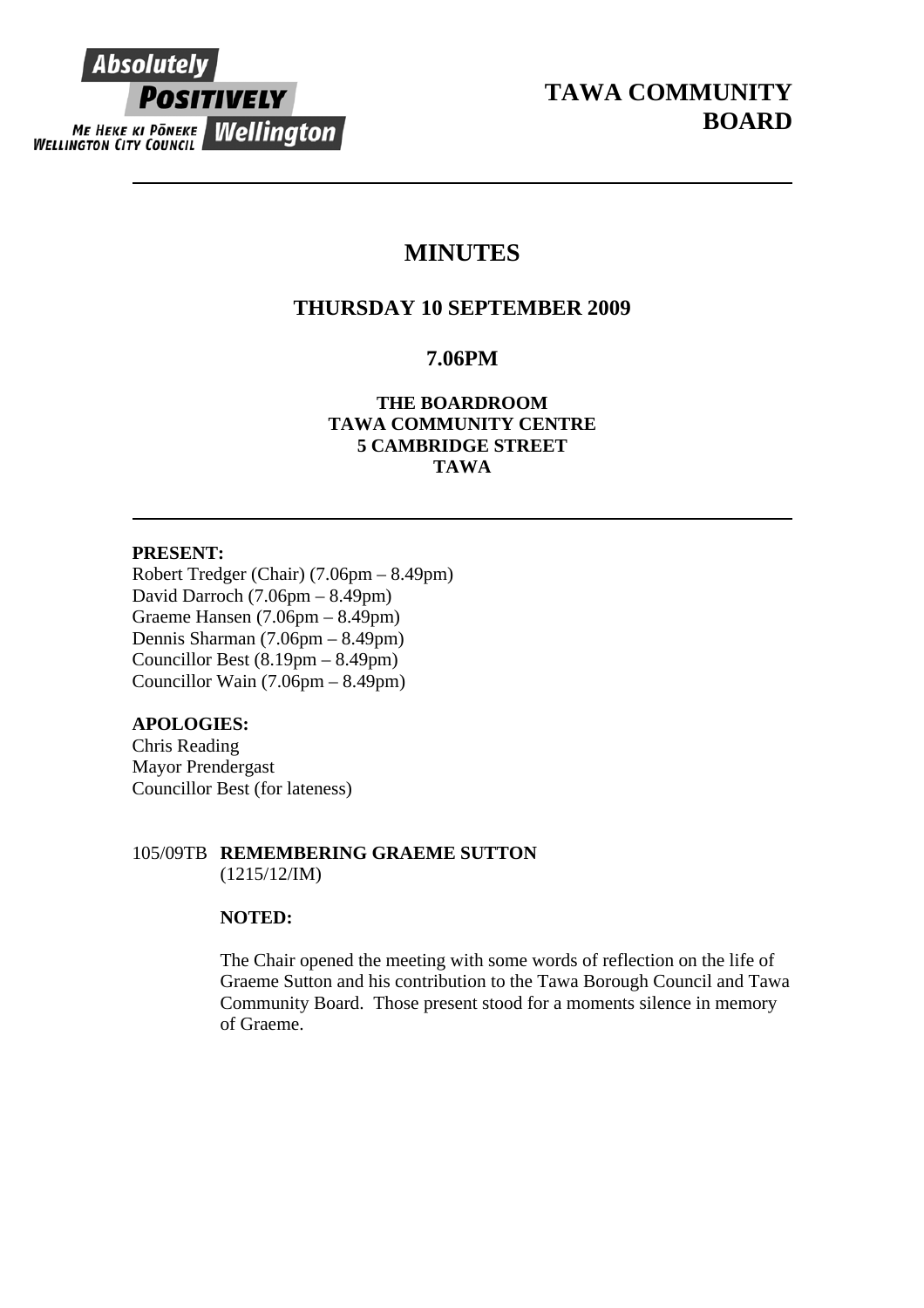Absolutely POSITIVELY Wellington
ME HEKE KI PŌNEKE
WELLINGTON CITY COUNCIL

# TAWA COMMUNITY BOARD

---

# MINUTES

## THURSDAY 10 SEPTEMBER 2009

## 7.06PM

**THE BOARDROOM**
**TAWA COMMUNITY CENTRE**
**5 CAMBRIDGE STREET**
**TAWA**

---

**PRESENT:**
Robert Tredger (Chair) (7.06pm – 8.49pm)
David Darroch (7.06pm – 8.49pm)
Graeme Hansen (7.06pm – 8.49pm)
Dennis Sharman (7.06pm – 8.49pm)
Councillor Best (8.19pm – 8.49pm)
Councillor Wain (7.06pm – 8.49pm)

**APOLOGIES:**
Chris Reading
Mayor Prendergast
Councillor Best (for lateness)

105/09TB **REMEMBERING GRAEME SUTTON**
(1215/12/IM)

**NOTED:**

The Chair opened the meeting with some words of reflection on the life of Graeme Sutton and his contribution to the Tawa Borough Council and Tawa Community Board. Those present stood for a moments silence in memory of Graeme.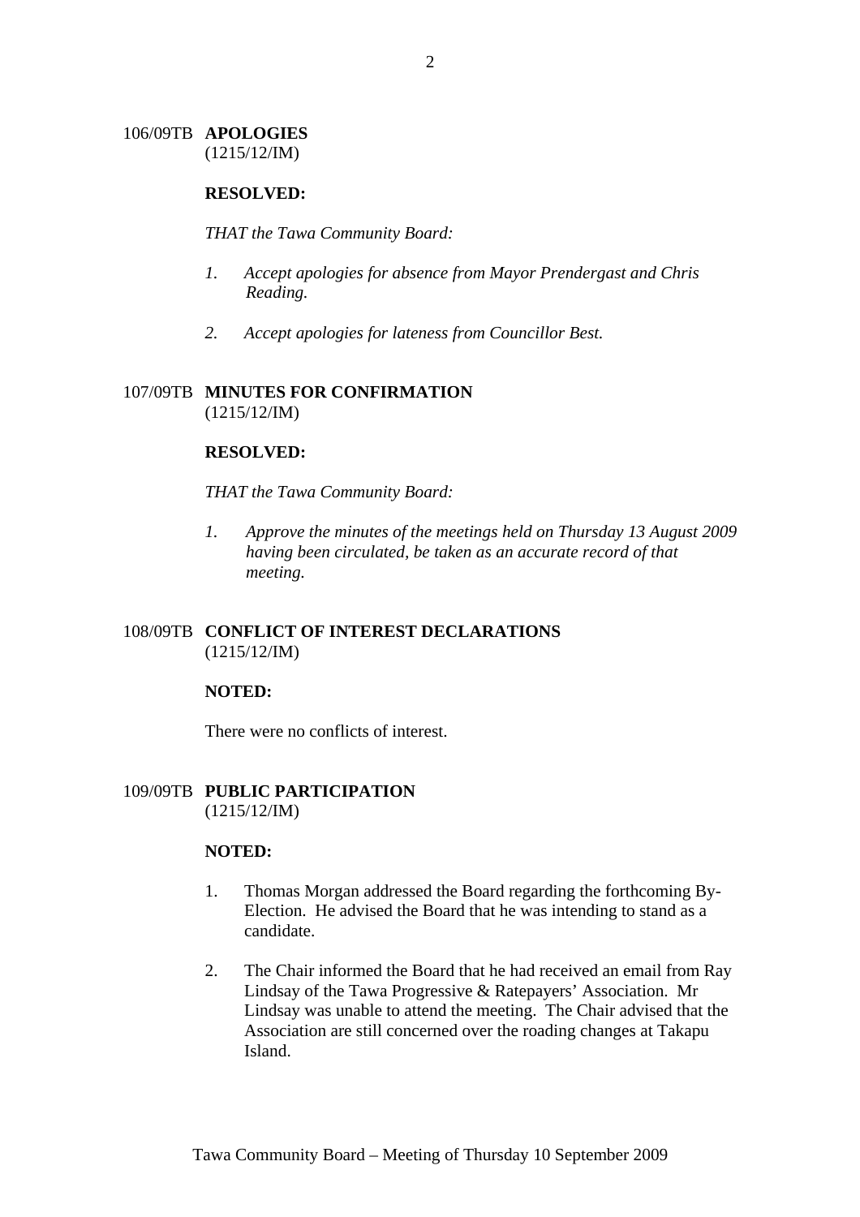## 106/09TB APOLOGIES
(1215/12/IM)

**RESOLVED:**

*THAT the Tawa Community Board:*

1. *Accept apologies for absence from Mayor Prendergast and Chris Reading.*

2. *Accept apologies for lateness from Councillor Best.*

## 107/09TB MINUTES FOR CONFIRMATION
(1215/12/IM)

**RESOLVED:**

*THAT the Tawa Community Board:*

1. *Approve the minutes of the meetings held on Thursday 13 August 2009 having been circulated, be taken as an accurate record of that meeting.*

## 108/09TB CONFLICT OF INTEREST DECLARATIONS
(1215/12/IM)

**NOTED:**

There were no conflicts of interest.

## 109/09TB PUBLIC PARTICIPATION
(1215/12/IM)

**NOTED:**

1. Thomas Morgan addressed the Board regarding the forthcoming By-Election. He advised the Board that he was intending to stand as a candidate.

2. The Chair informed the Board that he had received an email from Ray Lindsay of the Tawa Progressive & Ratepayers' Association. Mr Lindsay was unable to attend the meeting. The Chair advised that the Association are still concerned over the roading changes at Takapu Island.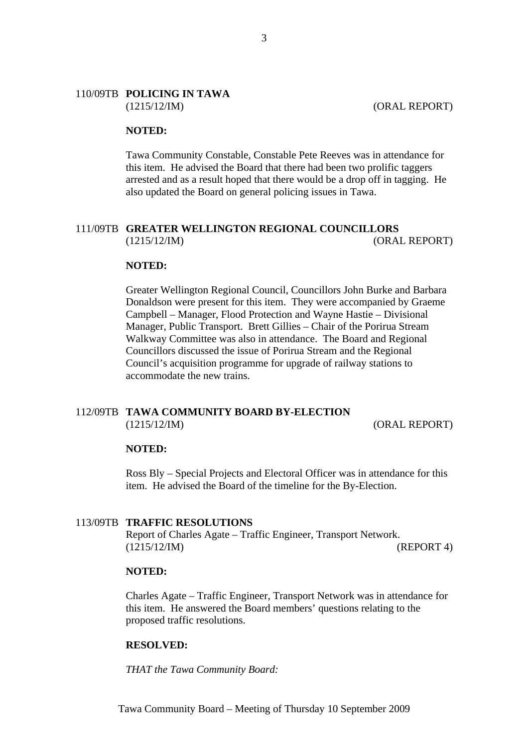## 110/09TB POLICING IN TAWA

(1215/12/IM) (ORAL REPORT)

**NOTED:**

Tawa Community Constable, Constable Pete Reeves was in attendance for this item. He advised the Board that there had been two prolific taggers arrested and as a result hoped that there would be a drop off in tagging. He also updated the Board on general policing issues in Tawa.

## 111/09TB GREATER WELLINGTON REGIONAL COUNCILLORS

(1215/12/IM) (ORAL REPORT)

**NOTED:**

Greater Wellington Regional Council, Councillors John Burke and Barbara Donaldson were present for this item. They were accompanied by Graeme Campbell – Manager, Flood Protection and Wayne Hastie – Divisional Manager, Public Transport. Brett Gillies – Chair of the Porirua Stream Walkway Committee was also in attendance. The Board and Regional Councillors discussed the issue of Porirua Stream and the Regional Council's acquisition programme for upgrade of railway stations to accommodate the new trains.

## 112/09TB TAWA COMMUNITY BOARD BY-ELECTION

(1215/12/IM) (ORAL REPORT)

**NOTED:**

Ross Bly – Special Projects and Electoral Officer was in attendance for this item. He advised the Board of the timeline for the By-Election.

## 113/09TB TRAFFIC RESOLUTIONS

Report of Charles Agate – Traffic Engineer, Transport Network.
(1215/12/IM) (REPORT 4)

**NOTED:**

Charles Agate – Traffic Engineer, Transport Network was in attendance for this item. He answered the Board members' questions relating to the proposed traffic resolutions.

**RESOLVED:**

*THAT the Tawa Community Board:*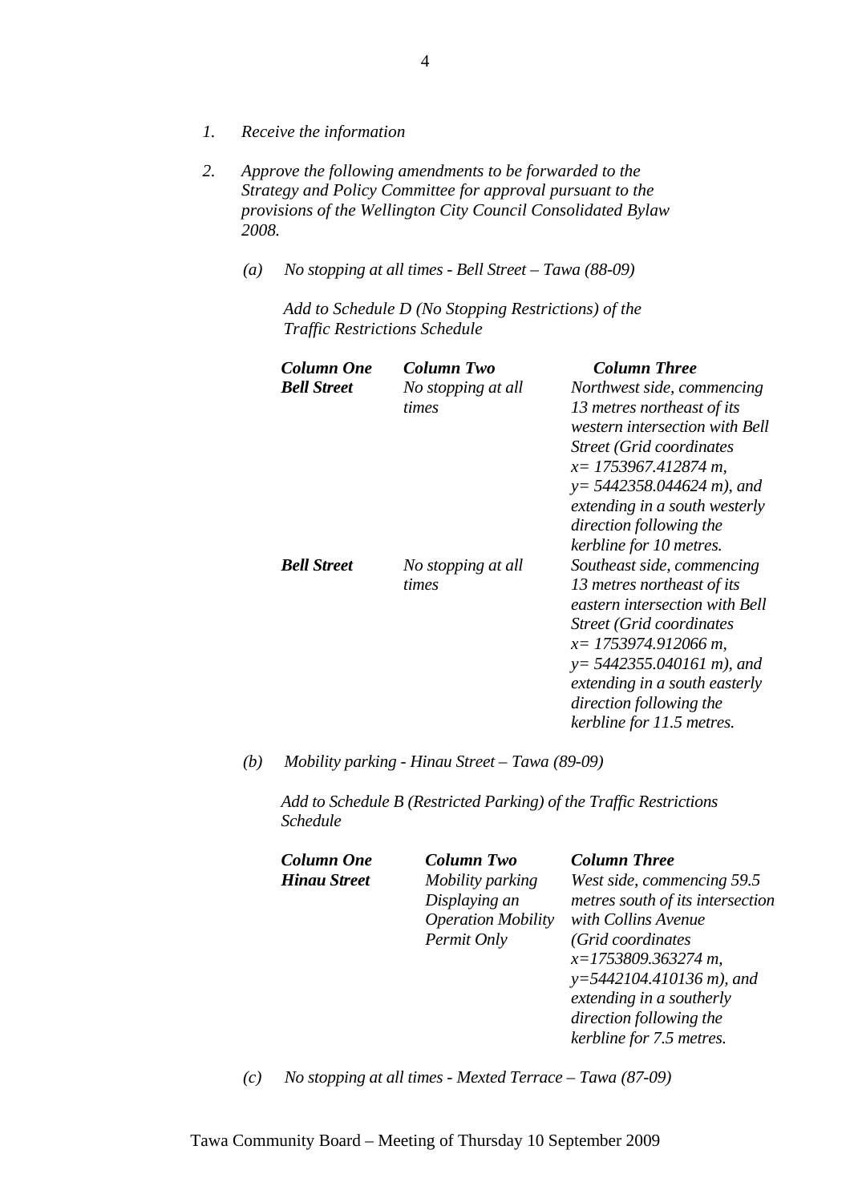1. *Receive the information*

2. *Approve the following amendments to be forwarded to the Strategy and Policy Committee for approval pursuant to the provisions of the Wellington City Council Consolidated Bylaw 2008.*

   *(a) No stopping at all times - Bell Street – Tawa (88-09)*

   *Add to Schedule D (No Stopping Restrictions) of the Traffic Restrictions Schedule*

| ***Column One*** | ***Column Two*** | ***Column Three*** |
|---|---|---|
| ***Bell Street*** | *No stopping at all times* | *Northwest side, commencing 13 metres northeast of its western intersection with Bell Street (Grid coordinates x= 1753967.412874 m, y= 5442358.044624 m), and extending in a south westerly direction following the kerbline for 10 metres.* |
| ***Bell Street*** | *No stopping at all times* | *Southeast side, commencing 13 metres northeast of its eastern intersection with Bell Street (Grid coordinates x= 1753974.912066 m, y= 5442355.040161 m), and extending in a south easterly direction following the kerbline for 11.5 metres.* |

   *(b) Mobility parking - Hinau Street – Tawa (89-09)*

   *Add to Schedule B (Restricted Parking) of the Traffic Restrictions Schedule*

| ***Column One*** | ***Column Two*** | ***Column Three*** |
|---|---|---|
| ***Hinau Street*** | *Mobility parking Displaying an Operation Mobility Permit Only* | *West side, commencing 59.5 metres south of its intersection with Collins Avenue (Grid coordinates x=1753809.363274 m, y=5442104.410136 m), and extending in a southerly direction following the kerbline for 7.5 metres.* |

   *(c) No stopping at all times - Mexted Terrace – Tawa (87-09)*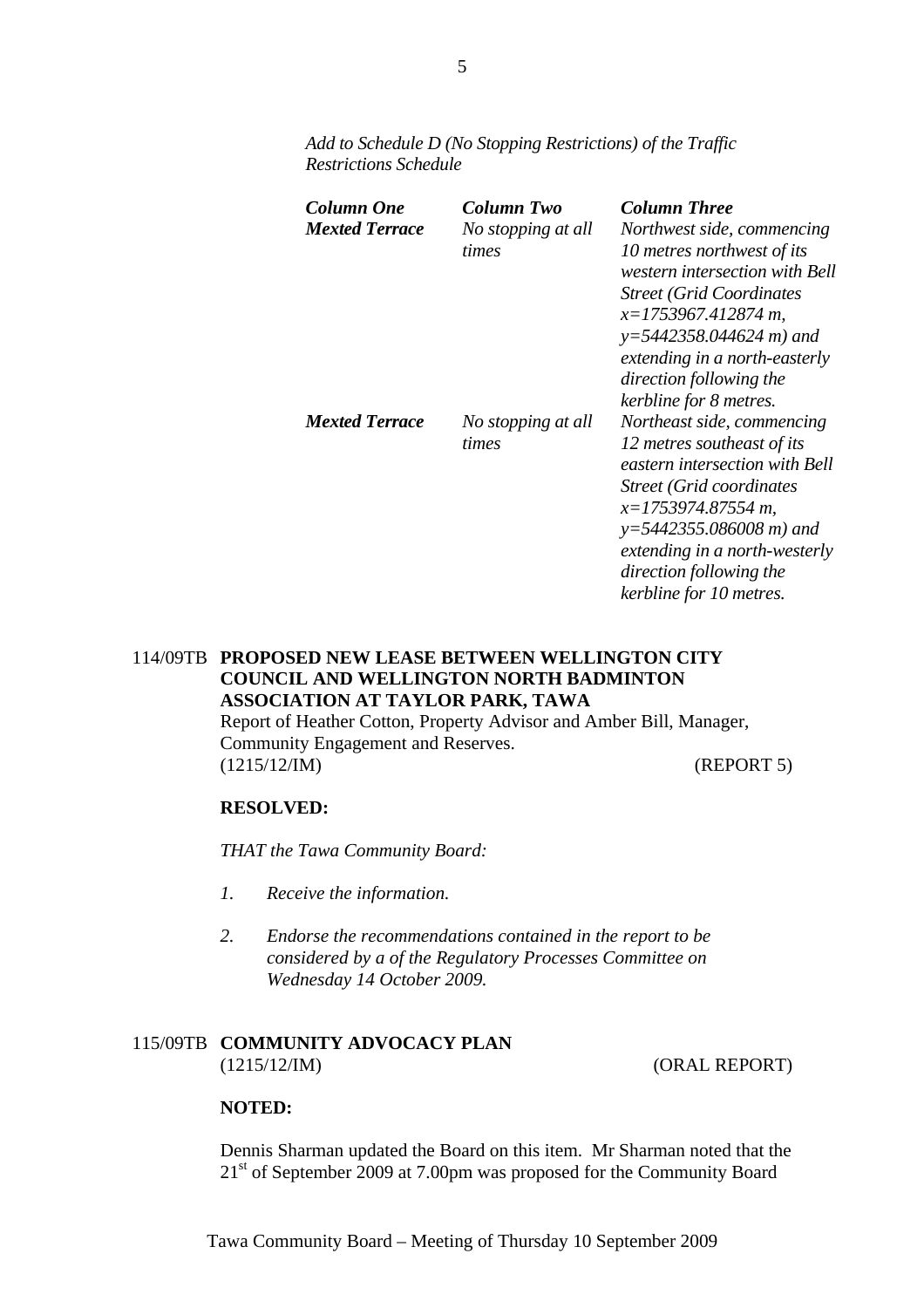*Add to Schedule D (No Stopping Restrictions) of the Traffic Restrictions Schedule*

| ***Column One*** | ***Column Two*** | ***Column Three*** |
|---|---|---|
| ***Mexted Terrace*** | *No stopping at all times* | *Northwest side, commencing 10 metres northwest of its western intersection with Bell Street (Grid Coordinates x=1753967.412874 m, y=5442358.044624 m) and extending in a north-easterly direction following the kerbline for 8 metres.* |
| ***Mexted Terrace*** | *No stopping at all times* | *Northeast side, commencing 12 metres southeast of its eastern intersection with Bell Street (Grid coordinates x=1753974.87554 m, y=5442355.086008 m) and extending in a north-westerly direction following the kerbline for 10 metres.* |

114/09TB **PROPOSED NEW LEASE BETWEEN WELLINGTON CITY COUNCIL AND WELLINGTON NORTH BADMINTON ASSOCIATION AT TAYLOR PARK, TAWA**

Report of Heather Cotton, Property Advisor and Amber Bill, Manager, Community Engagement and Reserves.

(1215/12/IM) (REPORT 5)

**RESOLVED:**

*THAT the Tawa Community Board:*

1. *Receive the information.*

2. *Endorse the recommendations contained in the report to be considered by a of the Regulatory Processes Committee on Wednesday 14 October 2009.*

115/09TB **COMMUNITY ADVOCACY PLAN**

(1215/12/IM) (ORAL REPORT)

**NOTED:**

Dennis Sharman updated the Board on this item. Mr Sharman noted that the 21st of September 2009 at 7.00pm was proposed for the Community Board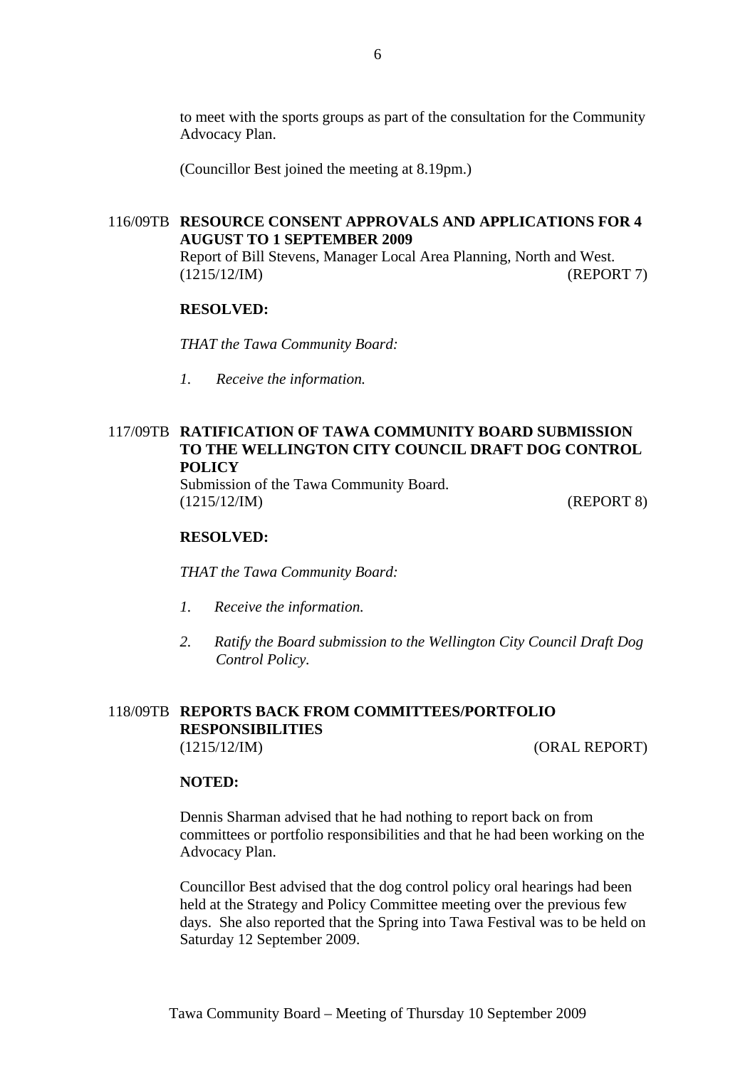to meet with the sports groups as part of the consultation for the Community Advocacy Plan.

(Councillor Best joined the meeting at 8.19pm.)

## 116/09TB RESOURCE CONSENT APPROVALS AND APPLICATIONS FOR 4 AUGUST TO 1 SEPTEMBER 2009

Report of Bill Stevens, Manager Local Area Planning, North and West.
(1215/12/IM) (REPORT 7)

**RESOLVED:**

*THAT the Tawa Community Board:*

*1. Receive the information.*

## 117/09TB RATIFICATION OF TAWA COMMUNITY BOARD SUBMISSION TO THE WELLINGTON CITY COUNCIL DRAFT DOG CONTROL POLICY

Submission of the Tawa Community Board.
(1215/12/IM) (REPORT 8)

**RESOLVED:**

*THAT the Tawa Community Board:*

*1. Receive the information.*

*2. Ratify the Board submission to the Wellington City Council Draft Dog Control Policy.*

## 118/09TB REPORTS BACK FROM COMMITTEES/PORTFOLIO RESPONSIBILITIES

(1215/12/IM) (ORAL REPORT)

**NOTED:**

Dennis Sharman advised that he had nothing to report back on from committees or portfolio responsibilities and that he had been working on the Advocacy Plan.

Councillor Best advised that the dog control policy oral hearings had been held at the Strategy and Policy Committee meeting over the previous few days. She also reported that the Spring into Tawa Festival was to be held on Saturday 12 September 2009.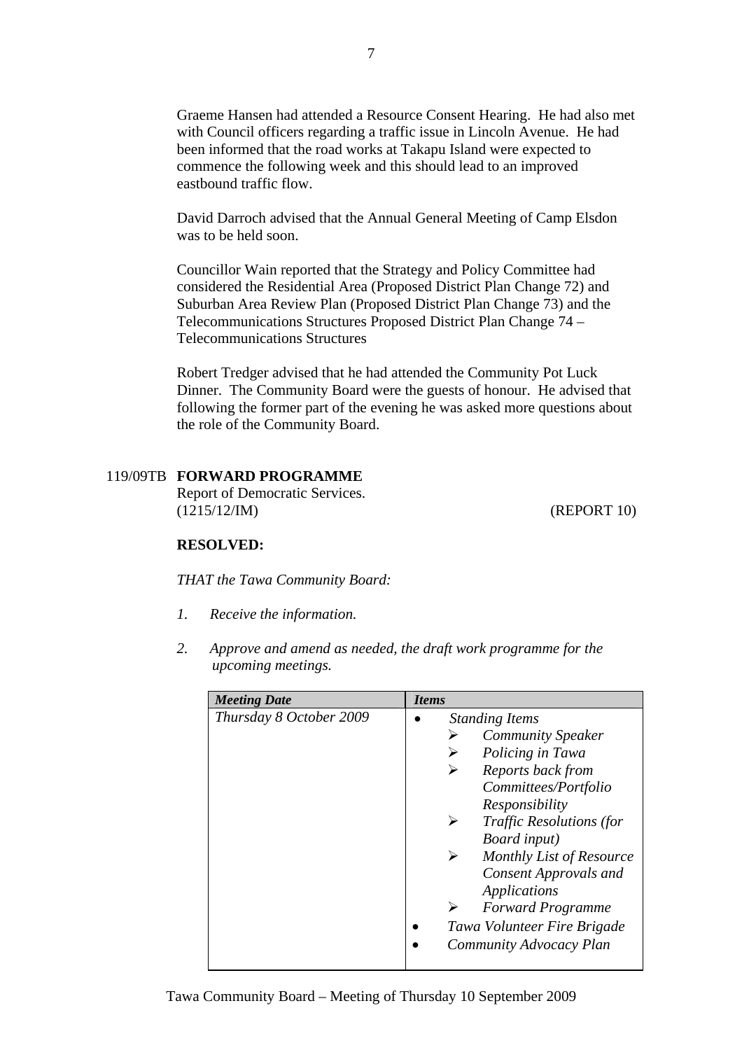Graeme Hansen had attended a Resource Consent Hearing. He had also met with Council officers regarding a traffic issue in Lincoln Avenue. He had been informed that the road works at Takapu Island were expected to commence the following week and this should lead to an improved eastbound traffic flow.

David Darroch advised that the Annual General Meeting of Camp Elsdon was to be held soon.

Councillor Wain reported that the Strategy and Policy Committee had considered the Residential Area (Proposed District Plan Change 72) and Suburban Area Review Plan (Proposed District Plan Change 73) and the Telecommunications Structures Proposed District Plan Change 74 – Telecommunications Structures

Robert Tredger advised that he had attended the Community Pot Luck Dinner. The Community Board were the guests of honour. He advised that following the former part of the evening he was asked more questions about the role of the Community Board.

## 119/09TB FORWARD PROGRAMME

Report of Democratic Services.
(1215/12/IM) (REPORT 10)

**RESOLVED:**

*THAT the Tawa Community Board:*

1. *Receive the information.*

2. *Approve and amend as needed, the draft work programme for the upcoming meetings.*

| *Meeting Date* | *Items* |
|---|---|
| *Thursday 8 October 2009* | • *Standing Items*<br>➢ *Community Speaker*<br>➢ *Policing in Tawa*<br>➢ *Reports back from Committees/Portfolio Responsibility*<br>➢ *Traffic Resolutions (for Board input)*<br>➢ *Monthly List of Resource Consent Approvals and Applications*<br>➢ *Forward Programme*<br>• *Tawa Volunteer Fire Brigade*<br>• *Community Advocacy Plan* |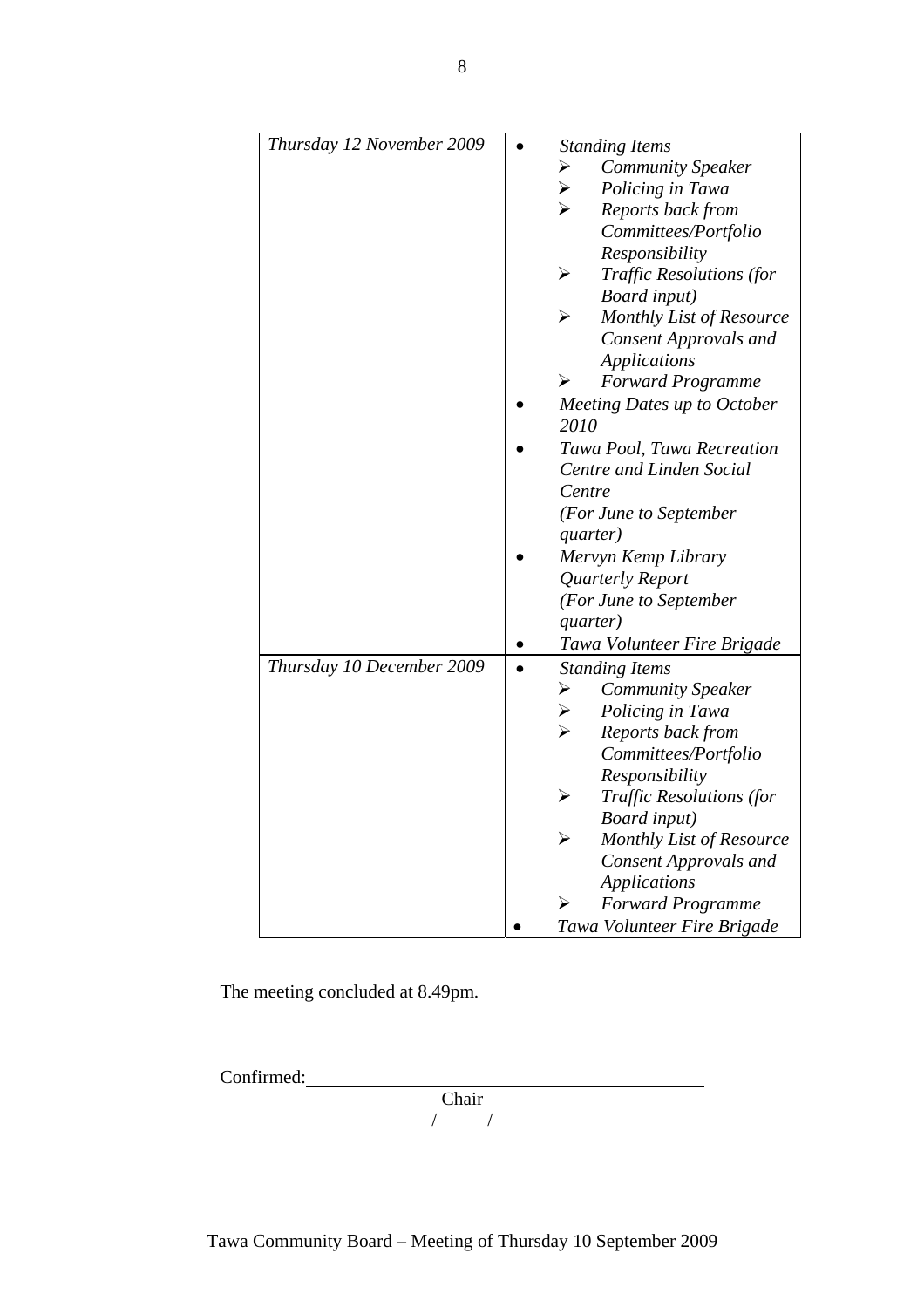| | |
|---|---|
| *Thursday 12 November 2009* | • *Standing Items*<br>➢ *Community Speaker*<br>➢ *Policing in Tawa*<br>➢ *Reports back from Committees/Portfolio Responsibility*<br>➢ *Traffic Resolutions (for Board input)*<br>➢ *Monthly List of Resource Consent Approvals and Applications*<br>➢ *Forward Programme*<br>• *Meeting Dates up to October 2010*<br>• *Tawa Pool, Tawa Recreation Centre and Linden Social Centre (For June to September quarter)*<br>• *Mervyn Kemp Library Quarterly Report (For June to September quarter)*<br>• *Tawa Volunteer Fire Brigade* |
| *Thursday 10 December 2009* | • *Standing Items*<br>➢ *Community Speaker*<br>➢ *Policing in Tawa*<br>➢ *Reports back from Committees/Portfolio Responsibility*<br>➢ *Traffic Resolutions (for Board input)*<br>➢ *Monthly List of Resource Consent Approvals and Applications*<br>➢ *Forward Programme*<br>• *Tawa Volunteer Fire Brigade* |

The meeting concluded at 8.49pm.

Confirmed: ________________________________________

Chair

/ /